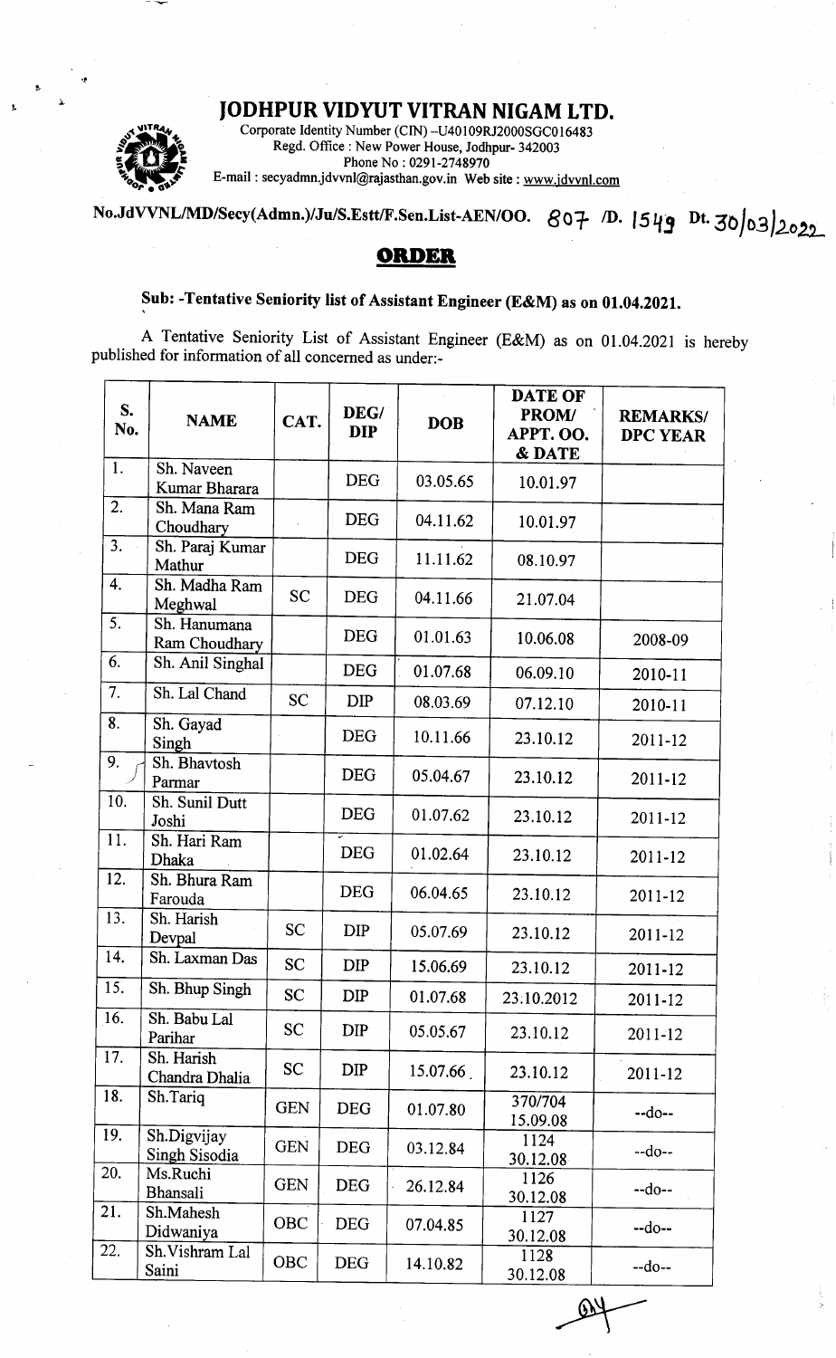# JODHPUR VIDYUT VITRAN NIGAM LTD.

Corporate Identity Number (CIN) –U40109RJ2000SGC016483
Regd. Office : New Power House, Jodhpur- 342003
Phone No : 0291-2748970
E-mail : secyadmn.jdvvnl@rajasthan.gov.in Web site : www.jdvvnl.com

No.JdVVNL/MD/Secy(Admn.)/Ju/S.Estt/F.Sen.List-AEN/OO. 807 /D. 1549 Dt. 30/03/2022

## ORDER

**Sub: -Tentative Seniority list of Assistant Engineer (E&M) as on 01.04.2021.**

A Tentative Seniority List of Assistant Engineer (E&M) as on 01.04.2021 is hereby published for information of all concerned as under:-

| S. No. | NAME | CAT. | DEG/ DIP | DOB | DATE OF PROM/ APPT. OO. & DATE | REMARKS/ DPC YEAR |
|---|---|---|---|---|---|---|
| 1. | Sh. Naveen Kumar Bharara | | DEG | 03.05.65 | 10.01.97 | |
| 2. | Sh. Mana Ram Choudhary | | DEG | 04.11.62 | 10.01.97 | |
| 3. | Sh. Paraj Kumar Mathur | | DEG | 11.11.62 | 08.10.97 | |
| 4. | Sh. Madha Ram Meghwal | SC | DEG | 04.11.66 | 21.07.04 | |
| 5. | Sh. Hanumana Ram Choudhary | | DEG | 01.01.63 | 10.06.08 | 2008-09 |
| 6. | Sh. Anil Singhal | | DEG | 01.07.68 | 06.09.10 | 2010-11 |
| 7. | Sh. Lal Chand | SC | DIP | 08.03.69 | 07.12.10 | 2010-11 |
| 8. | Sh. Gayad Singh | | DEG | 10.11.66 | 23.10.12 | 2011-12 |
| 9. | Sh. Bhavtosh Parmar | | DEG | 05.04.67 | 23.10.12 | 2011-12 |
| 10. | Sh. Sunil Dutt Joshi | | DEG | 01.07.62 | 23.10.12 | 2011-12 |
| 11. | Sh. Hari Ram Dhaka | | DEG | 01.02.64 | 23.10.12 | 2011-12 |
| 12. | Sh. Bhura Ram Farouda | | DEG | 06.04.65 | 23.10.12 | 2011-12 |
| 13. | Sh. Harish Devpal | SC | DIP | 05.07.69 | 23.10.12 | 2011-12 |
| 14. | Sh. Laxman Das | SC | DIP | 15.06.69 | 23.10.12 | 2011-12 |
| 15. | Sh. Bhup Singh | SC | DIP | 01.07.68 | 23.10.2012 | 2011-12 |
| 16. | Sh. Babu Lal Parihar | SC | DIP | 05.05.67 | 23.10.12 | 2011-12 |
| 17. | Sh. Harish Chandra Dhalia | SC | DIP | 15.07.66 | 23.10.12 | 2011-12 |
| 18. | Sh.Tariq | GEN | DEG | 01.07.80 | 370/704 15.09.08 | --do-- |
| 19. | Sh.Digvijay Singh Sisodia | GEN | DEG | 03.12.84 | 1124 30.12.08 | --do-- |
| 20. | Ms.Ruchi Bhansali | GEN | DEG | 26.12.84 | 1126 30.12.08 | --do-- |
| 21. | Sh.Mahesh Didwaniya | OBC | DEG | 07.04.85 | 1127 30.12.08 | --do-- |
| 22. | Sh.Vishram Lal Saini | OBC | DEG | 14.10.82 | 1128 30.12.08 | --do-- |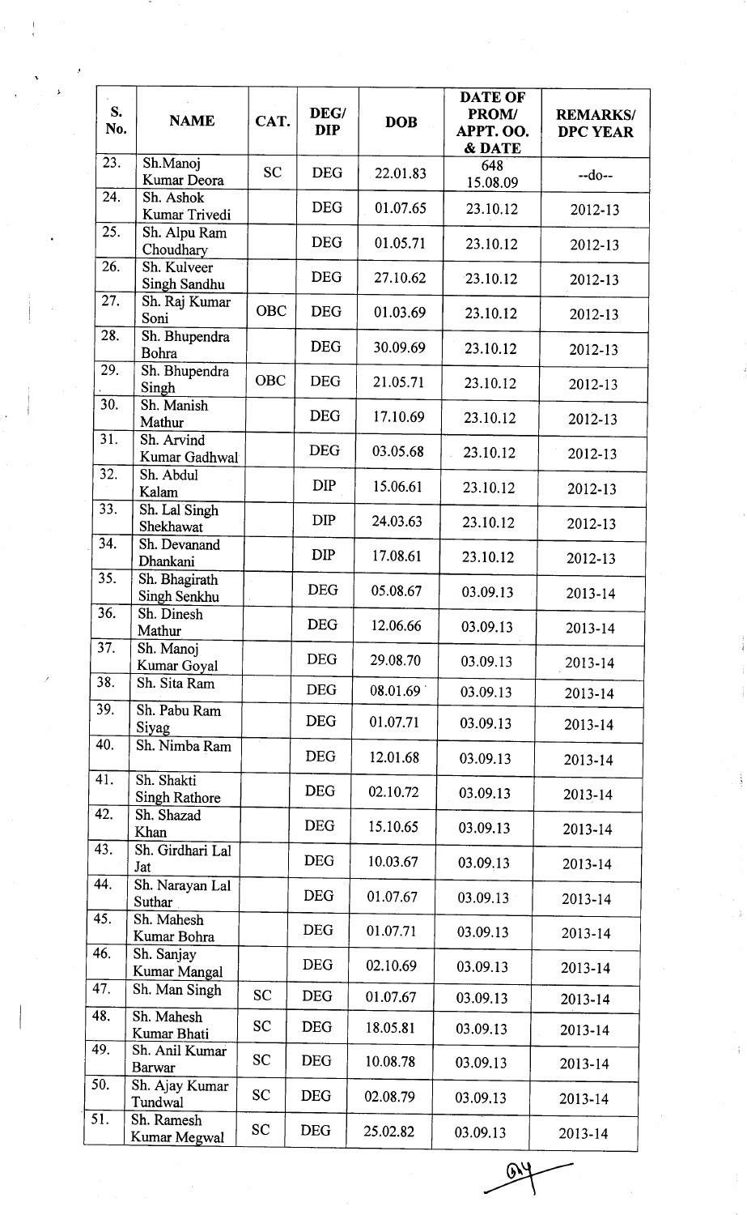| S. No. | NAME | CAT. | DEG/ DIP | DOB | DATE OF PROM/ APPT. OO. & DATE | REMARKS/ DPC YEAR |
|---|---|---|---|---|---|---|
| 23. | Sh.Manoj Kumar Deora | SC | DEG | 22.01.83 | 648 15.08.09 | --do-- |
| 24. | Sh. Ashok Kumar Trivedi | | DEG | 01.07.65 | 23.10.12 | 2012-13 |
| 25. | Sh. Alpu Ram Choudhary | | DEG | 01.05.71 | 23.10.12 | 2012-13 |
| 26. | Sh. Kulveer Singh Sandhu | | DEG | 27.10.62 | 23.10.12 | 2012-13 |
| 27. | Sh. Raj Kumar Soni | OBC | DEG | 01.03.69 | 23.10.12 | 2012-13 |
| 28. | Sh. Bhupendra Bohra | | DEG | 30.09.69 | 23.10.12 | 2012-13 |
| 29. | Sh. Bhupendra Singh | OBC | DEG | 21.05.71 | 23.10.12 | 2012-13 |
| 30. | Sh. Manish Mathur | | DEG | 17.10.69 | 23.10.12 | 2012-13 |
| 31. | Sh. Arvind Kumar Gadhwal | | DEG | 03.05.68 | 23.10.12 | 2012-13 |
| 32. | Sh. Abdul Kalam | | DIP | 15.06.61 | 23.10.12 | 2012-13 |
| 33. | Sh. Lal Singh Shekhawat | | DIP | 24.03.63 | 23.10.12 | 2012-13 |
| 34. | Sh. Devanand Dhankani | | DIP | 17.08.61 | 23.10.12 | 2012-13 |
| 35. | Sh. Bhagirath Singh Senkhu | | DEG | 05.08.67 | 03.09.13 | 2013-14 |
| 36. | Sh. Dinesh Mathur | | DEG | 12.06.66 | 03.09.13 | 2013-14 |
| 37. | Sh. Manoj Kumar Goyal | | DEG | 29.08.70 | 03.09.13 | 2013-14 |
| 38. | Sh. Sita Ram | | DEG | 08.01.69 | 03.09.13 | 2013-14 |
| 39. | Sh. Pabu Ram Siyag | | DEG | 01.07.71 | 03.09.13 | 2013-14 |
| 40. | Sh. Nimba Ram | | DEG | 12.01.68 | 03.09.13 | 2013-14 |
| 41. | Sh. Shakti Singh Rathore | | DEG | 02.10.72 | 03.09.13 | 2013-14 |
| 42. | Sh. Shazad Khan | | DEG | 15.10.65 | 03.09.13 | 2013-14 |
| 43. | Sh. Girdhari Lal Jat | | DEG | 10.03.67 | 03.09.13 | 2013-14 |
| 44. | Sh. Narayan Lal Suthar | | DEG | 01.07.67 | 03.09.13 | 2013-14 |
| 45. | Sh. Mahesh Kumar Bohra | | DEG | 01.07.71 | 03.09.13 | 2013-14 |
| 46. | Sh. Sanjay Kumar Mangal | | DEG | 02.10.69 | 03.09.13 | 2013-14 |
| 47. | Sh. Man Singh | SC | DEG | 01.07.67 | 03.09.13 | 2013-14 |
| 48. | Sh. Mahesh Kumar Bhati | SC | DEG | 18.05.81 | 03.09.13 | 2013-14 |
| 49. | Sh. Anil Kumar Barwar | SC | DEG | 10.08.78 | 03.09.13 | 2013-14 |
| 50. | Sh. Ajay Kumar Tundwal | SC | DEG | 02.08.79 | 03.09.13 | 2013-14 |
| 51. | Sh. Ramesh Kumar Megwal | SC | DEG | 25.02.82 | 03.09.13 | 2013-14 |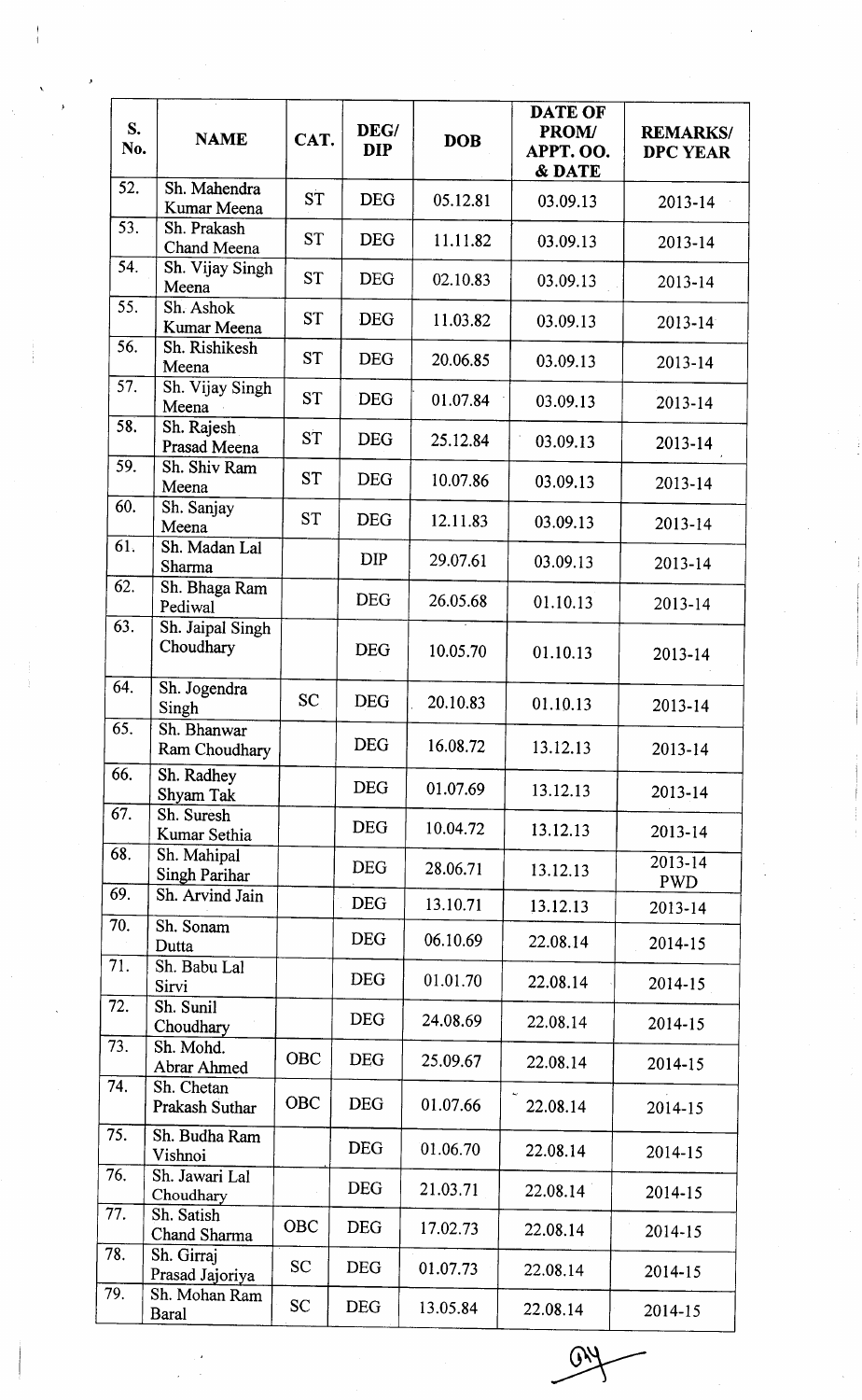| S. No. | NAME | CAT. | DEG/ DIP | DOB | DATE OF PROM/ APPT. OO. & DATE | REMARKS/ DPC YEAR |
|---|---|---|---|---|---|---|
| 52. | Sh. Mahendra Kumar Meena | ST | DEG | 05.12.81 | 03.09.13 | 2013-14 |
| 53. | Sh. Prakash Chand Meena | ST | DEG | 11.11.82 | 03.09.13 | 2013-14 |
| 54. | Sh. Vijay Singh Meena | ST | DEG | 02.10.83 | 03.09.13 | 2013-14 |
| 55. | Sh. Ashok Kumar Meena | ST | DEG | 11.03.82 | 03.09.13 | 2013-14 |
| 56. | Sh. Rishikesh Meena | ST | DEG | 20.06.85 | 03.09.13 | 2013-14 |
| 57. | Sh. Vijay Singh Meena | ST | DEG | 01.07.84 | 03.09.13 | 2013-14 |
| 58. | Sh. Rajesh Prasad Meena | ST | DEG | 25.12.84 | 03.09.13 | 2013-14 |
| 59. | Sh. Shiv Ram Meena | ST | DEG | 10.07.86 | 03.09.13 | 2013-14 |
| 60. | Sh. Sanjay Meena | ST | DEG | 12.11.83 | 03.09.13 | 2013-14 |
| 61. | Sh. Madan Lal Sharma | | DIP | 29.07.61 | 03.09.13 | 2013-14 |
| 62. | Sh. Bhaga Ram Pediwal | | DEG | 26.05.68 | 01.10.13 | 2013-14 |
| 63. | Sh. Jaipal Singh Choudhary | | DEG | 10.05.70 | 01.10.13 | 2013-14 |
| 64. | Sh. Jogendra Singh | SC | DEG | 20.10.83 | 01.10.13 | 2013-14 |
| 65. | Sh. Bhanwar Ram Choudhary | | DEG | 16.08.72 | 13.12.13 | 2013-14 |
| 66. | Sh. Radhey Shyam Tak | | DEG | 01.07.69 | 13.12.13 | 2013-14 |
| 67. | Sh. Suresh Kumar Sethia | | DEG | 10.04.72 | 13.12.13 | 2013-14 |
| 68. | Sh. Mahipal Singh Parihar | | DEG | 28.06.71 | 13.12.13 | 2013-14 PWD |
| 69. | Sh. Arvind Jain | | DEG | 13.10.71 | 13.12.13 | 2013-14 |
| 70. | Sh. Sonam Dutta | | DEG | 06.10.69 | 22.08.14 | 2014-15 |
| 71. | Sh. Babu Lal Sirvi | | DEG | 01.01.70 | 22.08.14 | 2014-15 |
| 72. | Sh. Sunil Choudhary | | DEG | 24.08.69 | 22.08.14 | 2014-15 |
| 73. | Sh. Mohd. Abrar Ahmed | OBC | DEG | 25.09.67 | 22.08.14 | 2014-15 |
| 74. | Sh. Chetan Prakash Suthar | OBC | DEG | 01.07.66 | 22.08.14 | 2014-15 |
| 75. | Sh. Budha Ram Vishnoi | | DEG | 01.06.70 | 22.08.14 | 2014-15 |
| 76. | Sh. Jawari Lal Choudhary | | DEG | 21.03.71 | 22.08.14 | 2014-15 |
| 77. | Sh. Satish Chand Sharma | OBC | DEG | 17.02.73 | 22.08.14 | 2014-15 |
| 78. | Sh. Girraj Prasad Jajoriya | SC | DEG | 01.07.73 | 22.08.14 | 2014-15 |
| 79. | Sh. Mohan Ram Baral | SC | DEG | 13.05.84 | 22.08.14 | 2014-15 |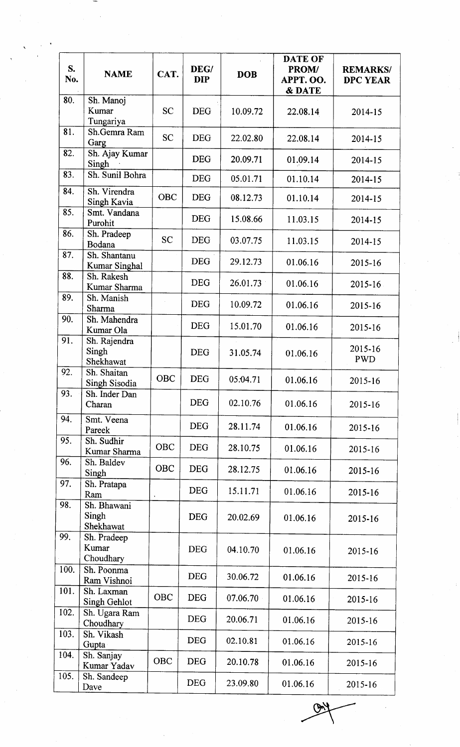| S. No. | NAME | CAT. | DEG/ DIP | DOB | DATE OF PROM/ APPT. OO. & DATE | REMARKS/ DPC YEAR |
|---|---|---|---|---|---|---|
| 80. | Sh. Manoj Kumar Tungariya | SC | DEG | 10.09.72 | 22.08.14 | 2014-15 |
| 81. | Sh.Gemra Ram Garg | SC | DEG | 22.02.80 | 22.08.14 | 2014-15 |
| 82. | Sh. Ajay Kumar Singh | | DEG | 20.09.71 | 01.09.14 | 2014-15 |
| 83. | Sh. Sunil Bohra | | DEG | 05.01.71 | 01.10.14 | 2014-15 |
| 84. | Sh. Virendra Singh Kavia | OBC | DEG | 08.12.73 | 01.10.14 | 2014-15 |
| 85. | Smt. Vandana Purohit | | DEG | 15.08.66 | 11.03.15 | 2014-15 |
| 86. | Sh. Pradeep Bodana | SC | DEG | 03.07.75 | 11.03.15 | 2014-15 |
| 87. | Sh. Shantanu Kumar Singhal | | DEG | 29.12.73 | 01.06.16 | 2015-16 |
| 88. | Sh. Rakesh Kumar Sharma | | DEG | 26.01.73 | 01.06.16 | 2015-16 |
| 89. | Sh. Manish Sharma | | DEG | 10.09.72 | 01.06.16 | 2015-16 |
| 90. | Sh. Mahendra Kumar Ola | | DEG | 15.01.70 | 01.06.16 | 2015-16 |
| 91. | Sh. Rajendra Singh Shekhawat | | DEG | 31.05.74 | 01.06.16 | 2015-16 PWD |
| 92. | Sh. Shaitan Singh Sisodia | OBC | DEG | 05.04.71 | 01.06.16 | 2015-16 |
| 93. | Sh. Inder Dan Charan | | DEG | 02.10.76 | 01.06.16 | 2015-16 |
| 94. | Smt. Veena Pareek | | DEG | 28.11.74 | 01.06.16 | 2015-16 |
| 95. | Sh. Sudhir Kumar Sharma | OBC | DEG | 28.10.75 | 01.06.16 | 2015-16 |
| 96. | Sh. Baldev Singh | OBC | DEG | 28.12.75 | 01.06.16 | 2015-16 |
| 97. | Sh. Pratapa Ram | | DEG | 15.11.71 | 01.06.16 | 2015-16 |
| 98. | Sh. Bhawani Singh Shekhawat | | DEG | 20.02.69 | 01.06.16 | 2015-16 |
| 99. | Sh. Pradeep Kumar Choudhary | | DEG | 04.10.70 | 01.06.16 | 2015-16 |
| 100. | Sh. Poonma Ram Vishnoi | | DEG | 30.06.72 | 01.06.16 | 2015-16 |
| 101. | Sh. Laxman Singh Gehlot | OBC | DEG | 07.06.70 | 01.06.16 | 2015-16 |
| 102. | Sh. Ugara Ram Choudhary | | DEG | 20.06.71 | 01.06.16 | 2015-16 |
| 103. | Sh. Vikash Gupta | | DEG | 02.10.81 | 01.06.16 | 2015-16 |
| 104. | Sh. Sanjay Kumar Yadav | OBC | DEG | 20.10.78 | 01.06.16 | 2015-16 |
| 105. | Sh. Sandeep Dave | | DEG | 23.09.80 | 01.06.16 | 2015-16 |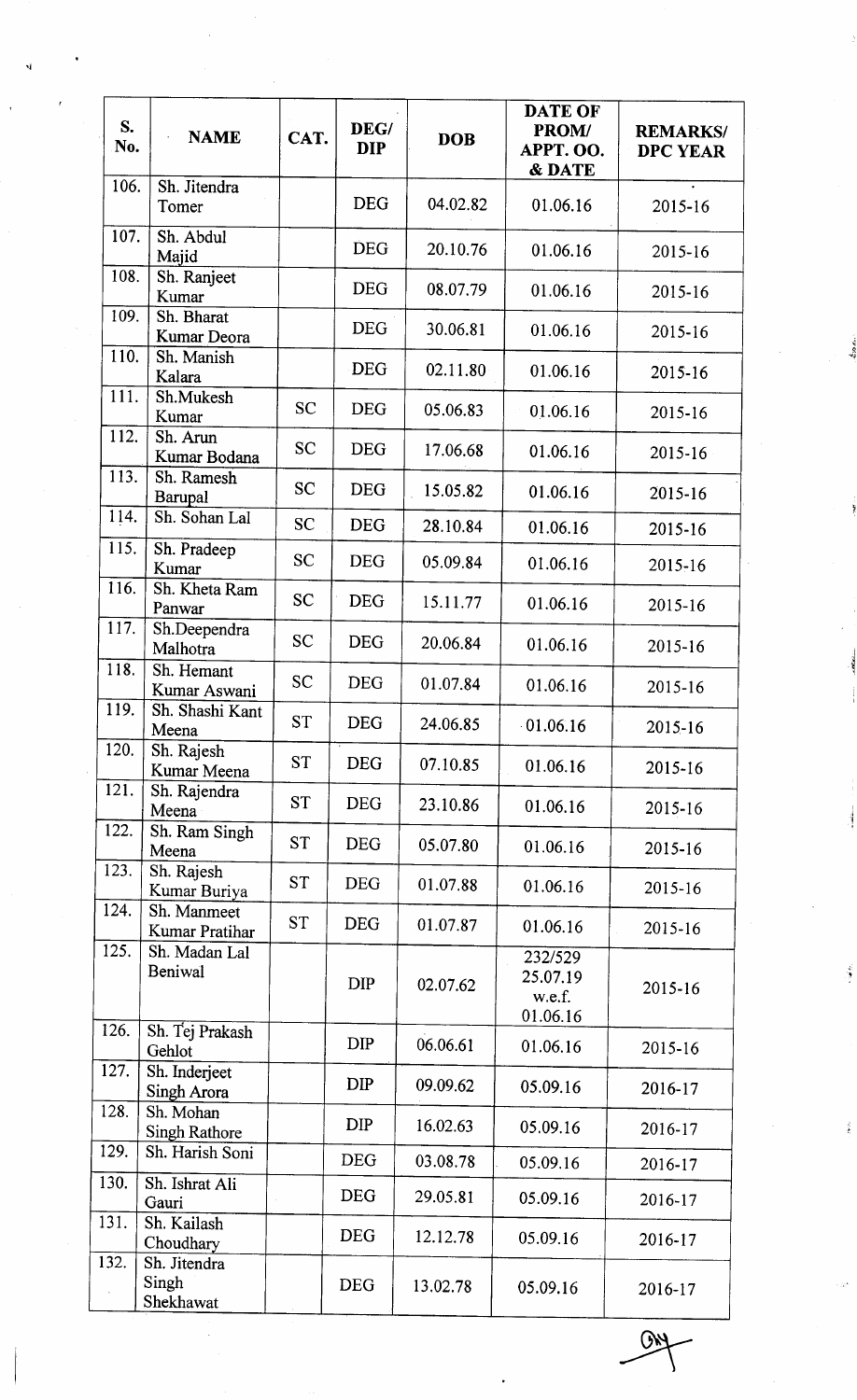| S. No. | NAME | CAT. | DEG/ DIP | DOB | DATE OF PROM/ APPT. OO. & DATE | REMARKS/ DPC YEAR |
|---|---|---|---|---|---|---|
| 106. | Sh. Jitendra Tomer | | DEG | 04.02.82 | 01.06.16 | 2015-16 |
| 107. | Sh. Abdul Majid | | DEG | 20.10.76 | 01.06.16 | 2015-16 |
| 108. | Sh. Ranjeet Kumar | | DEG | 08.07.79 | 01.06.16 | 2015-16 |
| 109. | Sh. Bharat Kumar Deora | | DEG | 30.06.81 | 01.06.16 | 2015-16 |
| 110. | Sh. Manish Kalara | | DEG | 02.11.80 | 01.06.16 | 2015-16 |
| 111. | Sh.Mukesh Kumar | SC | DEG | 05.06.83 | 01.06.16 | 2015-16 |
| 112. | Sh. Arun Kumar Bodana | SC | DEG | 17.06.68 | 01.06.16 | 2015-16 |
| 113. | Sh. Ramesh Barupal | SC | DEG | 15.05.82 | 01.06.16 | 2015-16 |
| 114. | Sh. Sohan Lal | SC | DEG | 28.10.84 | 01.06.16 | 2015-16 |
| 115. | Sh. Pradeep Kumar | SC | DEG | 05.09.84 | 01.06.16 | 2015-16 |
| 116. | Sh. Kheta Ram Panwar | SC | DEG | 15.11.77 | 01.06.16 | 2015-16 |
| 117. | Sh.Deependra Malhotra | SC | DEG | 20.06.84 | 01.06.16 | 2015-16 |
| 118. | Sh. Hemant Kumar Aswani | SC | DEG | 01.07.84 | 01.06.16 | 2015-16 |
| 119. | Sh. Shashi Kant Meena | ST | DEG | 24.06.85 | 01.06.16 | 2015-16 |
| 120. | Sh. Rajesh Kumar Meena | ST | DEG | 07.10.85 | 01.06.16 | 2015-16 |
| 121. | Sh. Rajendra Meena | ST | DEG | 23.10.86 | 01.06.16 | 2015-16 |
| 122. | Sh. Ram Singh Meena | ST | DEG | 05.07.80 | 01.06.16 | 2015-16 |
| 123. | Sh. Rajesh Kumar Buriya | ST | DEG | 01.07.88 | 01.06.16 | 2015-16 |
| 124. | Sh. Manmeet Kumar Pratihar | ST | DEG | 01.07.87 | 01.06.16 | 2015-16 |
| 125. | Sh. Madan Lal Beniwal | | DIP | 02.07.62 | 232/529 25.07.19 w.e.f. 01.06.16 | 2015-16 |
| 126. | Sh. Tej Prakash Gehlot | | DIP | 06.06.61 | 01.06.16 | 2015-16 |
| 127. | Sh. Inderjeet Singh Arora | | DIP | 09.09.62 | 05.09.16 | 2016-17 |
| 128. | Sh. Mohan Singh Rathore | | DIP | 16.02.63 | 05.09.16 | 2016-17 |
| 129. | Sh. Harish Soni | | DEG | 03.08.78 | 05.09.16 | 2016-17 |
| 130. | Sh. Ishrat Ali Gauri | | DEG | 29.05.81 | 05.09.16 | 2016-17 |
| 131. | Sh. Kailash Choudhary | | DEG | 12.12.78 | 05.09.16 | 2016-17 |
| 132. | Sh. Jitendra Singh Shekhawat | | DEG | 13.02.78 | 05.09.16 | 2016-17 |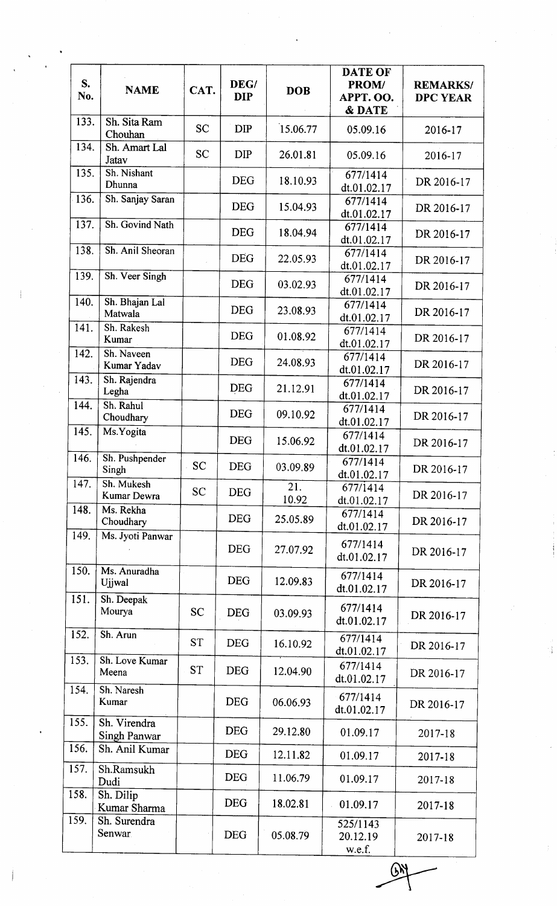| S. No. | NAME | CAT. | DEG/ DIP | DOB | DATE OF PROM/ APPT. OO. & DATE | REMARKS/ DPC YEAR |
|---|---|---|---|---|---|---|
| 133. | Sh. Sita Ram Chouhan | SC | DIP | 15.06.77 | 05.09.16 | 2016-17 |
| 134. | Sh. Amart Lal Jatav | SC | DIP | 26.01.81 | 05.09.16 | 2016-17 |
| 135. | Sh. Nishant Dhunna | | DEG | 18.10.93 | 677/1414 dt.01.02.17 | DR 2016-17 |
| 136. | Sh. Sanjay Saran | | DEG | 15.04.93 | 677/1414 dt.01.02.17 | DR 2016-17 |
| 137. | Sh. Govind Nath | | DEG | 18.04.94 | 677/1414 dt.01.02.17 | DR 2016-17 |
| 138. | Sh. Anil Sheoran | | DEG | 22.05.93 | 677/1414 dt.01.02.17 | DR 2016-17 |
| 139. | Sh. Veer Singh | | DEG | 03.02.93 | 677/1414 dt.01.02.17 | DR 2016-17 |
| 140. | Sh. Bhajan Lal Matwala | | DEG | 23.08.93 | 677/1414 dt.01.02.17 | DR 2016-17 |
| 141. | Sh. Rakesh Kumar | | DEG | 01.08.92 | 677/1414 dt.01.02.17 | DR 2016-17 |
| 142. | Sh. Naveen Kumar Yadav | | DEG | 24.08.93 | 677/1414 dt.01.02.17 | DR 2016-17 |
| 143. | Sh. Rajendra Legha | | DEG | 21.12.91 | 677/1414 dt.01.02.17 | DR 2016-17 |
| 144. | Sh. Rahul Choudhary | | DEG | 09.10.92 | 677/1414 dt.01.02.17 | DR 2016-17 |
| 145. | Ms.Yogita | | DEG | 15.06.92 | 677/1414 dt.01.02.17 | DR 2016-17 |
| 146. | Sh. Pushpender Singh | SC | DEG | 03.09.89 | 677/1414 dt.01.02.17 | DR 2016-17 |
| 147. | Sh. Mukesh Kumar Dewra | SC | DEG | 21. 10.92 | 677/1414 dt.01.02.17 | DR 2016-17 |
| 148. | Ms. Rekha Choudhary | | DEG | 25.05.89 | 677/1414 dt.01.02.17 | DR 2016-17 |
| 149. | Ms. Jyoti Panwar | | DEG | 27.07.92 | 677/1414 dt.01.02.17 | DR 2016-17 |
| 150. | Ms. Anuradha Ujjwal | | DEG | 12.09.83 | 677/1414 dt.01.02.17 | DR 2016-17 |
| 151. | Sh. Deepak Mourya | SC | DEG | 03.09.93 | 677/1414 dt.01.02.17 | DR 2016-17 |
| 152. | Sh. Arun | ST | DEG | 16.10.92 | 677/1414 dt.01.02.17 | DR 2016-17 |
| 153. | Sh. Love Kumar Meena | ST | DEG | 12.04.90 | 677/1414 dt.01.02.17 | DR 2016-17 |
| 154. | Sh. Naresh Kumar | | DEG | 06.06.93 | 677/1414 dt.01.02.17 | DR 2016-17 |
| 155. | Sh. Virendra Singh Panwar | | DEG | 29.12.80 | 01.09.17 | 2017-18 |
| 156. | Sh. Anil Kumar | | DEG | 12.11.82 | 01.09.17 | 2017-18 |
| 157. | Sh.Ramsukh Dudi | | DEG | 11.06.79 | 01.09.17 | 2017-18 |
| 158. | Sh. Dilip Kumar Sharma | | DEG | 18.02.81 | 01.09.17 | 2017-18 |
| 159. | Sh. Surendra Senwar | | DEG | 05.08.79 | 525/1143 20.12.19 w.e.f. | 2017-18 |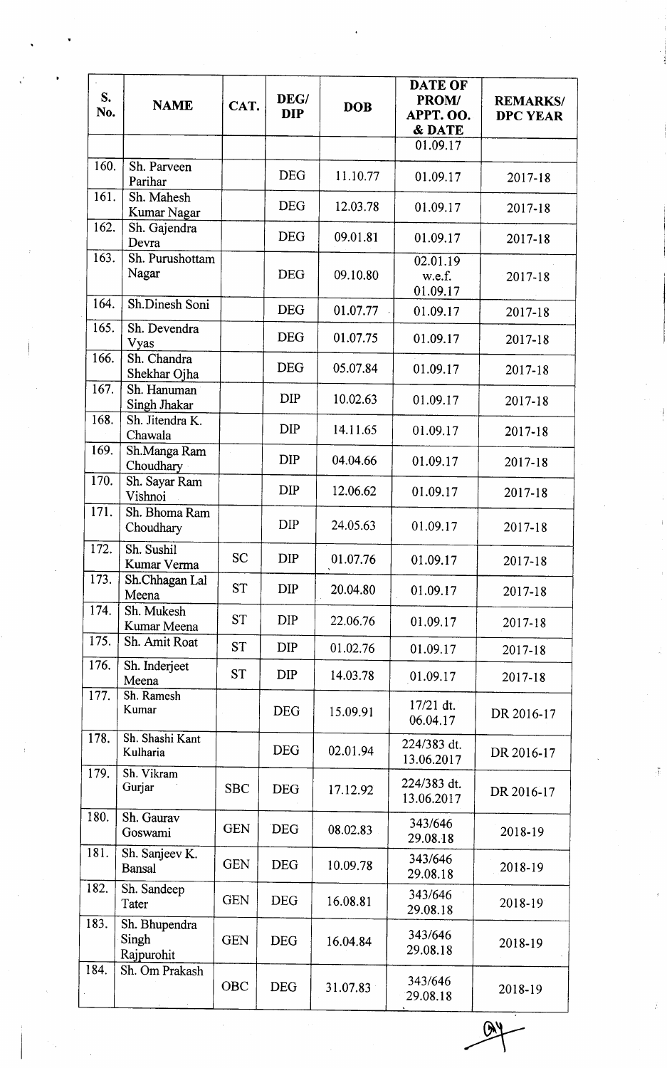| S. No. | NAME | CAT. | DEG/ DIP | DOB | DATE OF PROM/ APPT. OO. & DATE | REMARKS/ DPC YEAR |
|---|---|---|---|---|---|---|
| | | | | | 01.09.17 | |
| 160. | Sh. Parveen Parihar | | DEG | 11.10.77 | 01.09.17 | 2017-18 |
| 161. | Sh. Mahesh Kumar Nagar | | DEG | 12.03.78 | 01.09.17 | 2017-18 |
| 162. | Sh. Gajendra Devra | | DEG | 09.01.81 | 01.09.17 | 2017-18 |
| 163. | Sh. Purushottam Nagar | | DEG | 09.10.80 | 02.01.19 w.e.f. 01.09.17 | 2017-18 |
| 164. | Sh.Dinesh Soni | | DEG | 01.07.77 | 01.09.17 | 2017-18 |
| 165. | Sh. Devendra Vyas | | DEG | 01.07.75 | 01.09.17 | 2017-18 |
| 166. | Sh. Chandra Shekhar Ojha | | DEG | 05.07.84 | 01.09.17 | 2017-18 |
| 167. | Sh. Hanuman Singh Jhakar | | DIP | 10.02.63 | 01.09.17 | 2017-18 |
| 168. | Sh. Jitendra K. Chawala | | DIP | 14.11.65 | 01.09.17 | 2017-18 |
| 169. | Sh.Manga Ram Choudhary | | DIP | 04.04.66 | 01.09.17 | 2017-18 |
| 170. | Sh. Sayar Ram Vishnoi | | DIP | 12.06.62 | 01.09.17 | 2017-18 |
| 171. | Sh. Bhoma Ram Choudhary | | DIP | 24.05.63 | 01.09.17 | 2017-18 |
| 172. | Sh. Sushil Kumar Verma | SC | DIP | 01.07.76 | 01.09.17 | 2017-18 |
| 173. | Sh.Chhagan Lal Meena | ST | DIP | 20.04.80 | 01.09.17 | 2017-18 |
| 174. | Sh. Mukesh Kumar Meena | ST | DIP | 22.06.76 | 01.09.17 | 2017-18 |
| 175. | Sh. Amit Roat | ST | DIP | 01.02.76 | 01.09.17 | 2017-18 |
| 176. | Sh. Inderjeet Meena | ST | DIP | 14.03.78 | 01.09.17 | 2017-18 |
| 177. | Sh. Ramesh Kumar | | DEG | 15.09.91 | 17/21 dt. 06.04.17 | DR 2016-17 |
| 178. | Sh. Shashi Kant Kulharia | | DEG | 02.01.94 | 224/383 dt. 13.06.2017 | DR 2016-17 |
| 179. | Sh. Vikram Gurjar | SBC | DEG | 17.12.92 | 224/383 dt. 13.06.2017 | DR 2016-17 |
| 180. | Sh. Gaurav Goswami | GEN | DEG | 08.02.83 | 343/646 29.08.18 | 2018-19 |
| 181. | Sh. Sanjeev K. Bansal | GEN | DEG | 10.09.78 | 343/646 29.08.18 | 2018-19 |
| 182. | Sh. Sandeep Tater | GEN | DEG | 16.08.81 | 343/646 29.08.18 | 2018-19 |
| 183. | Sh. Bhupendra Singh Rajpurohit | GEN | DEG | 16.04.84 | 343/646 29.08.18 | 2018-19 |
| 184. | Sh. Om Prakash | OBC | DEG | 31.07.83 | 343/646 29.08.18 | 2018-19 |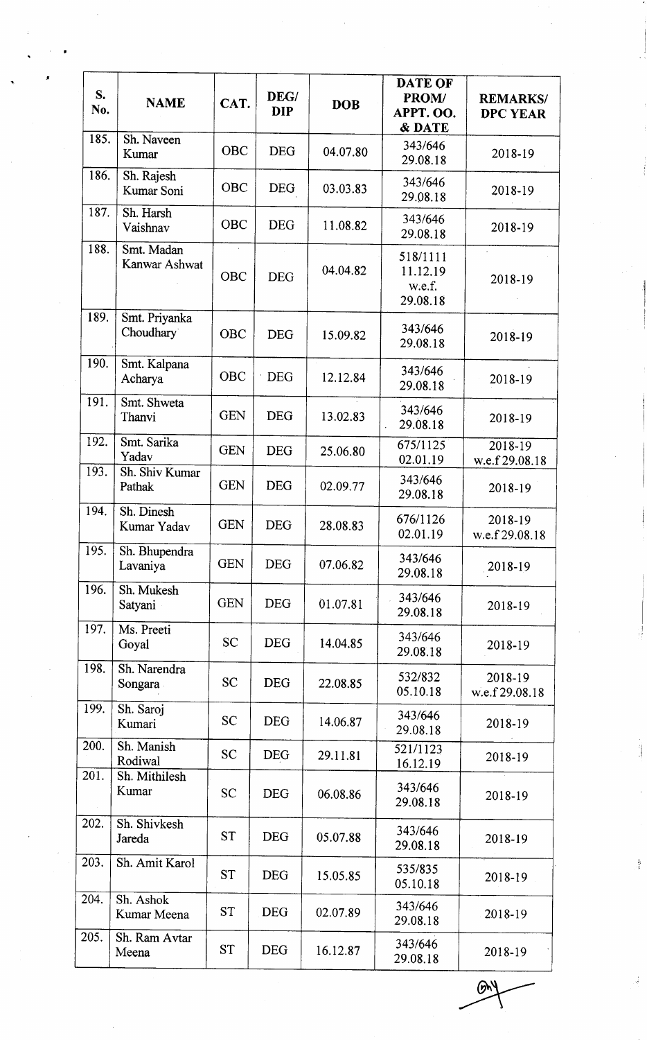| S. No. | NAME | CAT. | DEG/ DIP | DOB | DATE OF PROM/ APPT. OO. & DATE | REMARKS/ DPC YEAR |
|---|---|---|---|---|---|---|
| 185. | Sh. Naveen Kumar | OBC | DEG | 04.07.80 | 343/646 29.08.18 | 2018-19 |
| 186. | Sh. Rajesh Kumar Soni | OBC | DEG | 03.03.83 | 343/646 29.08.18 | 2018-19 |
| 187. | Sh. Harsh Vaishnav | OBC | DEG | 11.08.82 | 343/646 29.08.18 | 2018-19 |
| 188. | Smt. Madan Kanwar Ashwat | OBC | DEG | 04.04.82 | 518/1111 11.12.19 w.e.f. 29.08.18 | 2018-19 |
| 189. | Smt. Priyanka Choudhary | OBC | DEG | 15.09.82 | 343/646 29.08.18 | 2018-19 |
| 190. | Smt. Kalpana Acharya | OBC | DEG | 12.12.84 | 343/646 29.08.18 | 2018-19 |
| 191. | Smt. Shweta Thanvi | GEN | DEG | 13.02.83 | 343/646 29.08.18 | 2018-19 |
| 192. | Smt. Sarika Yadav | GEN | DEG | 25.06.80 | 675/1125 02.01.19 | 2018-19 w.e.f 29.08.18 |
| 193. | Sh. Shiv Kumar Pathak | GEN | DEG | 02.09.77 | 343/646 29.08.18 | 2018-19 |
| 194. | Sh. Dinesh Kumar Yadav | GEN | DEG | 28.08.83 | 676/1126 02.01.19 | 2018-19 w.e.f 29.08.18 |
| 195. | Sh. Bhupendra Lavaniya | GEN | DEG | 07.06.82 | 343/646 29.08.18 | 2018-19 |
| 196. | Sh. Mukesh Satyani | GEN | DEG | 01.07.81 | 343/646 29.08.18 | 2018-19 |
| 197. | Ms. Preeti Goyal | SC | DEG | 14.04.85 | 343/646 29.08.18 | 2018-19 |
| 198. | Sh. Narendra Songara | SC | DEG | 22.08.85 | 532/832 05.10.18 | 2018-19 w.e.f 29.08.18 |
| 199. | Sh. Saroj Kumari | SC | DEG | 14.06.87 | 343/646 29.08.18 | 2018-19 |
| 200. | Sh. Manish Rodiwal | SC | DEG | 29.11.81 | 521/1123 16.12.19 | 2018-19 |
| 201. | Sh. Mithilesh Kumar | SC | DEG | 06.08.86 | 343/646 29.08.18 | 2018-19 |
| 202. | Sh. Shivkesh Jareda | ST | DEG | 05.07.88 | 343/646 29.08.18 | 2018-19 |
| 203. | Sh. Amit Karol | ST | DEG | 15.05.85 | 535/835 05.10.18 | 2018-19 |
| 204. | Sh. Ashok Kumar Meena | ST | DEG | 02.07.89 | 343/646 29.08.18 | 2018-19 |
| 205. | Sh. Ram Avtar Meena | ST | DEG | 16.12.87 | 343/646 29.08.18 | 2018-19 |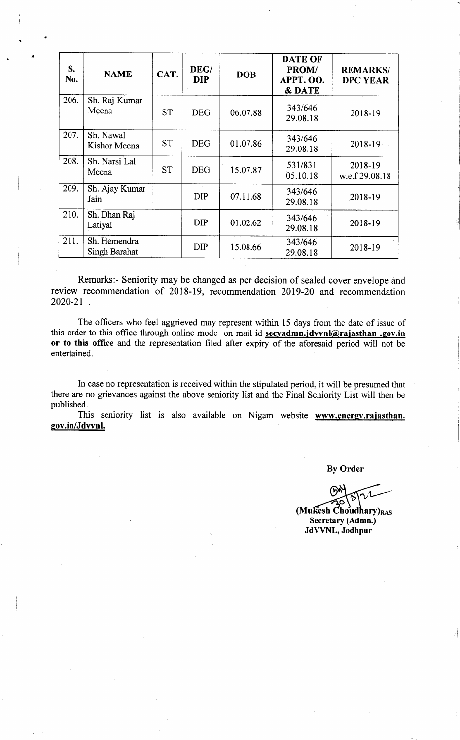| S. No. | NAME | CAT. | DEG/ DIP | DOB | DATE OF PROM/ APPT. OO. & DATE | REMARKS/ DPC YEAR |
|---|---|---|---|---|---|---|
| 206. | Sh. Raj Kumar Meena | ST | DEG | 06.07.88 | 343/646 29.08.18 | 2018-19 |
| 207. | Sh. Nawal Kishor Meena | ST | DEG | 01.07.86 | 343/646 29.08.18 | 2018-19 |
| 208. | Sh. Narsi Lal Meena | ST | DEG | 15.07.87 | 531/831 05.10.18 | 2018-19 w.e.f 29.08.18 |
| 209. | Sh. Ajay Kumar Jain | | DIP | 07.11.68 | 343/646 29.08.18 | 2018-19 |
| 210. | Sh. Dhan Raj Latiyal | | DIP | 01.02.62 | 343/646 29.08.18 | 2018-19 |
| 211. | Sh. Hemendra Singh Barahat | | DIP | 15.08.66 | 343/646 29.08.18 | 2018-19 |

Remarks:- Seniority may be changed as per decision of sealed cover envelope and review recommendation of 2018-19, recommendation 2019-20 and recommendation 2020-21 .

The officers who feel aggrieved may represent within 15 days from the date of issue of this order to this office through online mode on mail id **secyadmn.jdvvnl@rajasthan .gov.in or to this office** and the representation filed after expiry of the aforesaid period will not be entertained.

In case no representation is received within the stipulated period, it will be presumed that there are no grievances against the above seniority list and the Final Seniority List will then be published.

This seniority list is also available on Nigam website **www.energy.rajasthan. gov.in/Jdvvnl.**

**By Order**

(Mukesh Choudhary)RAS
**Secretary (Admn.)**
**JdVVNL, Jodhpur**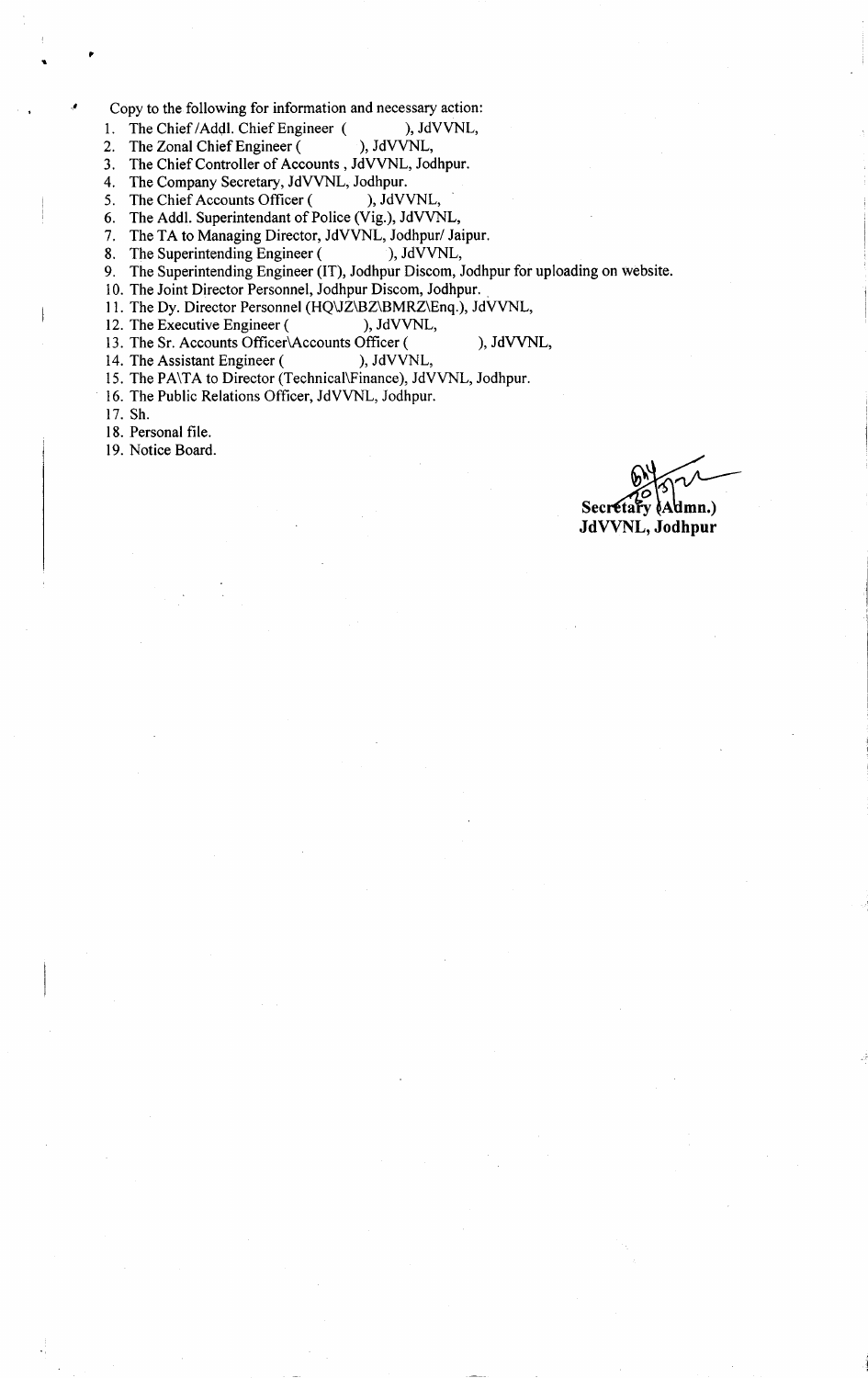Copy to the following for information and necessary action:

1. The Chief /Addl. Chief Engineer (            ), JdVVNL,
2. The Zonal Chief Engineer (            ), JdVVNL,
3. The Chief Controller of Accounts , JdVVNL, Jodhpur.
4. The Company Secretary, JdVVNL, Jodhpur.
5. The Chief Accounts Officer (            ), JdVVNL,
6. The Addl. Superintendant of Police (Vig.), JdVVNL,
7. The TA to Managing Director, JdVVNL, Jodhpur/ Jaipur.
8. The Superintending Engineer (            ), JdVVNL,
9. The Superintending Engineer (IT), Jodhpur Discom, Jodhpur for uploading on website.
10. The Joint Director Personnel, Jodhpur Discom, Jodhpur.
11. The Dy. Director Personnel (HQ\JZ\BZ\BMRZ\Enq.), JdVVNL,
12. The Executive Engineer (            ), JdVVNL,
13. The Sr. Accounts Officer\Accounts Officer (            ), JdVVNL,
14. The Assistant Engineer (            ), JdVVNL,
15. The PA\TA to Director (Technical\Finance), JdVVNL, Jodhpur.
16. The Public Relations Officer, JdVVNL, Jodhpur.
17. Sh.
18. Personal file.
19. Notice Board.

**Secretary (Admn.)**
**JdVVNL, Jodhpur**